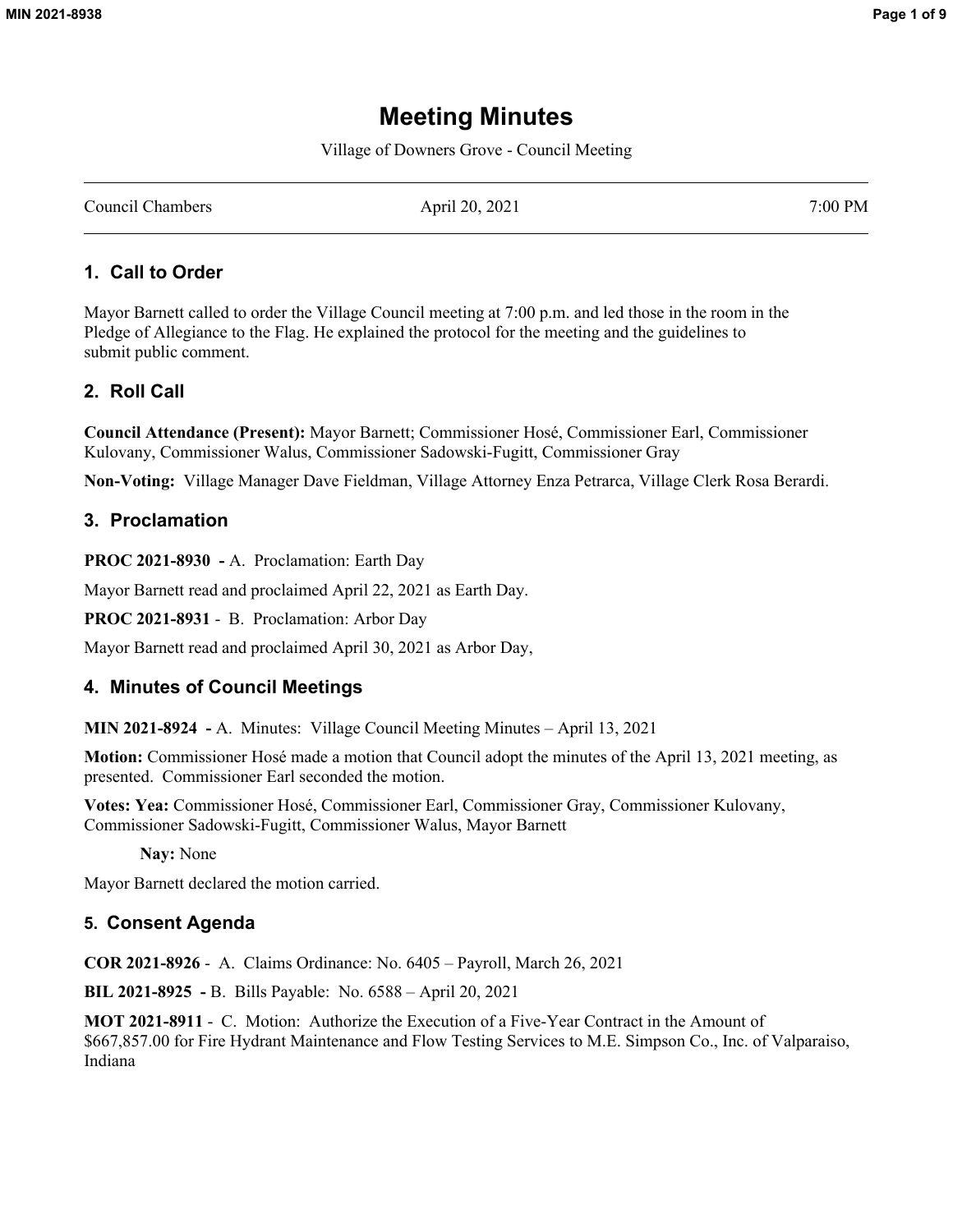# Meeting Minutes

Village of Downers Grove - Council Meeting

| Council Chambers | April 20, 2021 | 7:00 PM |
|---|---|---|

## 1. Call to Order

Mayor Barnett called to order the Village Council meeting at 7:00 p.m. and led those in the room in the Pledge of Allegiance to the Flag. He explained the protocol for the meeting and the guidelines to submit public comment.

## 2. Roll Call

**Council Attendance (Present):** Mayor Barnett; Commissioner Hosé, Commissioner Earl, Commissioner Kulovany, Commissioner Walus, Commissioner Sadowski-Fugitt, Commissioner Gray

**Non-Voting:** Village Manager Dave Fieldman, Village Attorney Enza Petrarca, Village Clerk Rosa Berardi.

## 3. Proclamation

**PROC 2021-8930 -** A. Proclamation: Earth Day

Mayor Barnett read and proclaimed April 22, 2021 as Earth Day.

**PROC 2021-8931** - B. Proclamation: Arbor Day

Mayor Barnett read and proclaimed April 30, 2021 as Arbor Day,

## 4. Minutes of Council Meetings

**MIN 2021-8924 -** A. Minutes: Village Council Meeting Minutes – April 13, 2021

**Motion:** Commissioner Hosé made a motion that Council adopt the minutes of the April 13, 2021 meeting, as presented. Commissioner Earl seconded the motion.

**Votes: Yea:** Commissioner Hosé, Commissioner Earl, Commissioner Gray, Commissioner Kulovany, Commissioner Sadowski-Fugitt, Commissioner Walus, Mayor Barnett

**Nay:** None

Mayor Barnett declared the motion carried.

## 5. Consent Agenda

**COR 2021-8926** - A. Claims Ordinance: No. 6405 – Payroll, March 26, 2021

**BIL 2021-8925 -** B. Bills Payable: No. 6588 – April 20, 2021

**MOT 2021-8911** - C. Motion: Authorize the Execution of a Five-Year Contract in the Amount of $667,857.00 for Fire Hydrant Maintenance and Flow Testing Services to M.E. Simpson Co., Inc. of Valparaiso, Indiana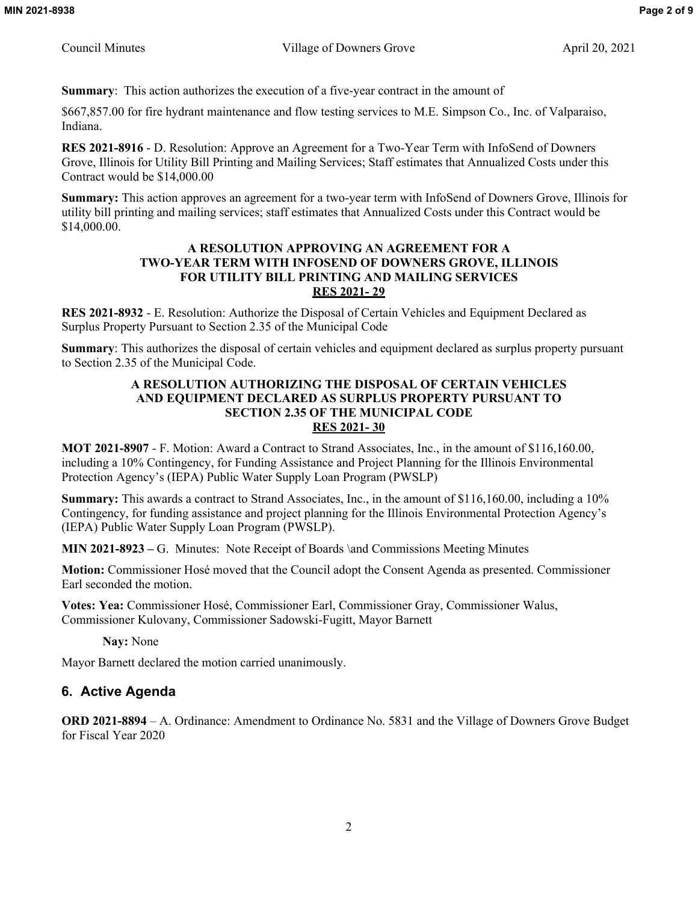**Summary**: This action authorizes the execution of a five-year contract in the amount of

$667,857.00 for fire hydrant maintenance and flow testing services to M.E. Simpson Co., Inc. of Valparaiso, Indiana.

**RES 2021-8916** - D. Resolution: Approve an Agreement for a Two-Year Term with InfoSend of Downers Grove, Illinois for Utility Bill Printing and Mailing Services; Staff estimates that Annualized Costs under this Contract would be $14,000.00

**Summary:** This action approves an agreement for a two-year term with InfoSend of Downers Grove, Illinois for utility bill printing and mailing services; staff estimates that Annualized Costs under this Contract would be $14,000.00.

**A RESOLUTION APPROVING AN AGREEMENT FOR A TWO-YEAR TERM WITH INFOSEND OF DOWNERS GROVE, ILLINOIS FOR UTILITY BILL PRINTING AND MAILING SERVICES**
**RES 2021- 29**

**RES 2021-8932** - E. Resolution: Authorize the Disposal of Certain Vehicles and Equipment Declared as Surplus Property Pursuant to Section 2.35 of the Municipal Code

**Summary**: This authorizes the disposal of certain vehicles and equipment declared as surplus property pursuant to Section 2.35 of the Municipal Code.

**A RESOLUTION AUTHORIZING THE DISPOSAL OF CERTAIN VEHICLES AND EQUIPMENT DECLARED AS SURPLUS PROPERTY PURSUANT TO SECTION 2.35 OF THE MUNICIPAL CODE**
**RES 2021- 30**

**MOT 2021-8907** - F. Motion: Award a Contract to Strand Associates, Inc., in the amount of $116,160.00, including a 10% Contingency, for Funding Assistance and Project Planning for the Illinois Environmental Protection Agency's (IEPA) Public Water Supply Loan Program (PWSLP)

**Summary:** This awards a contract to Strand Associates, Inc., in the amount of $116,160.00, including a 10% Contingency, for funding assistance and project planning for the Illinois Environmental Protection Agency's (IEPA) Public Water Supply Loan Program (PWSLP).

**MIN 2021-8923 –** G. Minutes: Note Receipt of Boards \and Commissions Meeting Minutes

**Motion:** Commissioner Hosé moved that the Council adopt the Consent Agenda as presented. Commissioner Earl seconded the motion.

**Votes: Yea:** Commissioner Hosé, Commissioner Earl, Commissioner Gray, Commissioner Walus, Commissioner Kulovany, Commissioner Sadowski-Fugitt, Mayor Barnett

**Nay:** None

Mayor Barnett declared the motion carried unanimously.

## 6. Active Agenda

**ORD 2021-8894** – A. Ordinance: Amendment to Ordinance No. 5831 and the Village of Downers Grove Budget for Fiscal Year 2020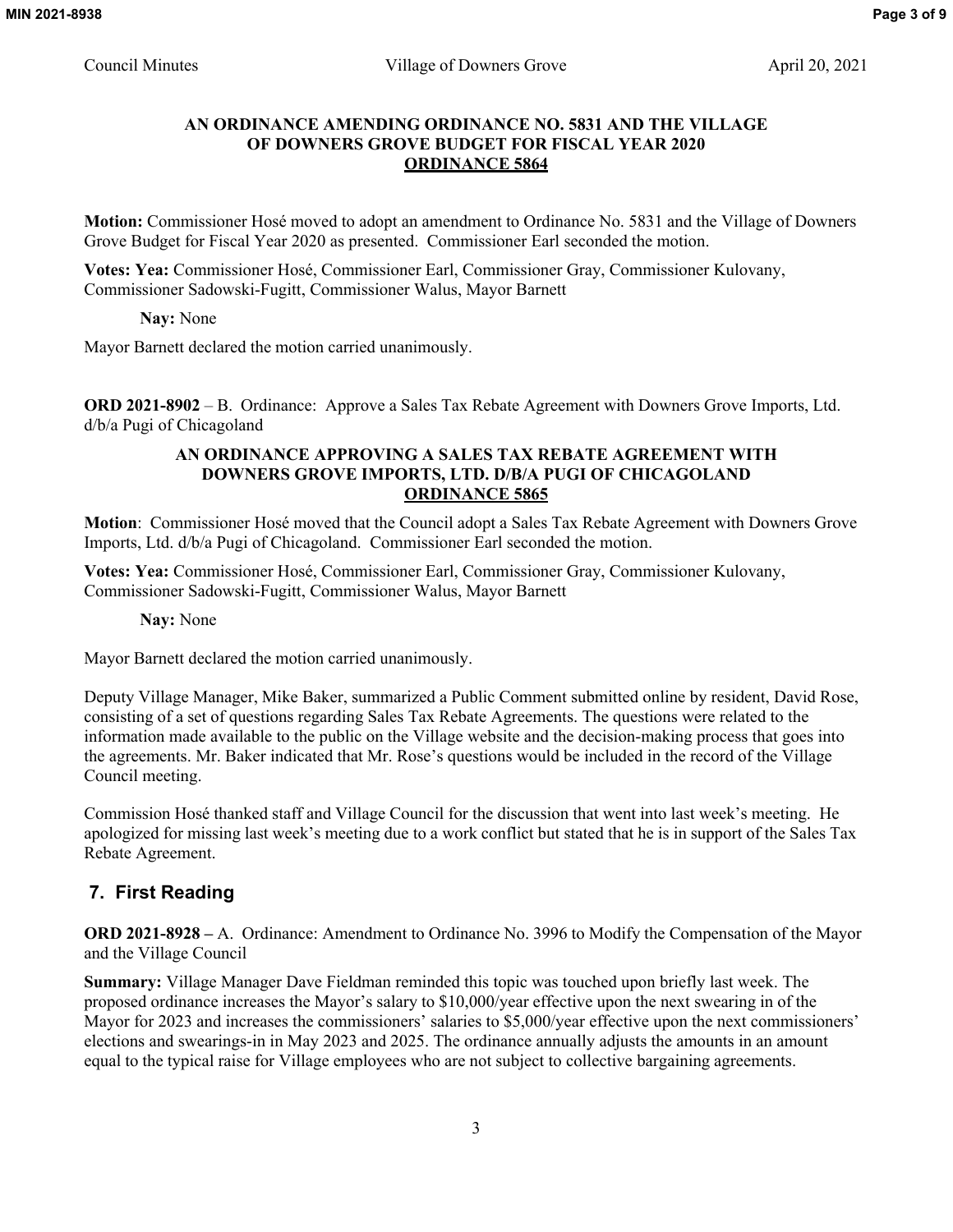**AN ORDINANCE AMENDING ORDINANCE NO. 5831 AND THE VILLAGE OF DOWNERS GROVE BUDGET FOR FISCAL YEAR 2020**
**ORDINANCE 5864**

**Motion:** Commissioner Hosé moved to adopt an amendment to Ordinance No. 5831 and the Village of Downers Grove Budget for Fiscal Year 2020 as presented. Commissioner Earl seconded the motion.

**Votes: Yea:** Commissioner Hosé, Commissioner Earl, Commissioner Gray, Commissioner Kulovany, Commissioner Sadowski-Fugitt, Commissioner Walus, Mayor Barnett

**Nay:** None

Mayor Barnett declared the motion carried unanimously.

**ORD 2021-8902** – B. Ordinance: Approve a Sales Tax Rebate Agreement with Downers Grove Imports, Ltd. d/b/a Pugi of Chicagoland

**AN ORDINANCE APPROVING A SALES TAX REBATE AGREEMENT WITH DOWNERS GROVE IMPORTS, LTD. D/B/A PUGI OF CHICAGOLAND**
**ORDINANCE 5865**

**Motion**: Commissioner Hosé moved that the Council adopt a Sales Tax Rebate Agreement with Downers Grove Imports, Ltd. d/b/a Pugi of Chicagoland. Commissioner Earl seconded the motion.

**Votes: Yea:** Commissioner Hosé, Commissioner Earl, Commissioner Gray, Commissioner Kulovany, Commissioner Sadowski-Fugitt, Commissioner Walus, Mayor Barnett

**Nay:** None

Mayor Barnett declared the motion carried unanimously.

Deputy Village Manager, Mike Baker, summarized a Public Comment submitted online by resident, David Rose, consisting of a set of questions regarding Sales Tax Rebate Agreements. The questions were related to the information made available to the public on the Village website and the decision-making process that goes into the agreements. Mr. Baker indicated that Mr. Rose's questions would be included in the record of the Village Council meeting.

Commission Hosé thanked staff and Village Council for the discussion that went into last week's meeting. He apologized for missing last week's meeting due to a work conflict but stated that he is in support of the Sales Tax Rebate Agreement.

## 7. First Reading

**ORD 2021-8928 –** A. Ordinance: Amendment to Ordinance No. 3996 to Modify the Compensation of the Mayor and the Village Council

**Summary:** Village Manager Dave Fieldman reminded this topic was touched upon briefly last week. The proposed ordinance increases the Mayor's salary to $10,000/year effective upon the next swearing in of the Mayor for 2023 and increases the commissioners' salaries to $5,000/year effective upon the next commissioners' elections and swearings-in in May 2023 and 2025. The ordinance annually adjusts the amounts in an amount equal to the typical raise for Village employees who are not subject to collective bargaining agreements.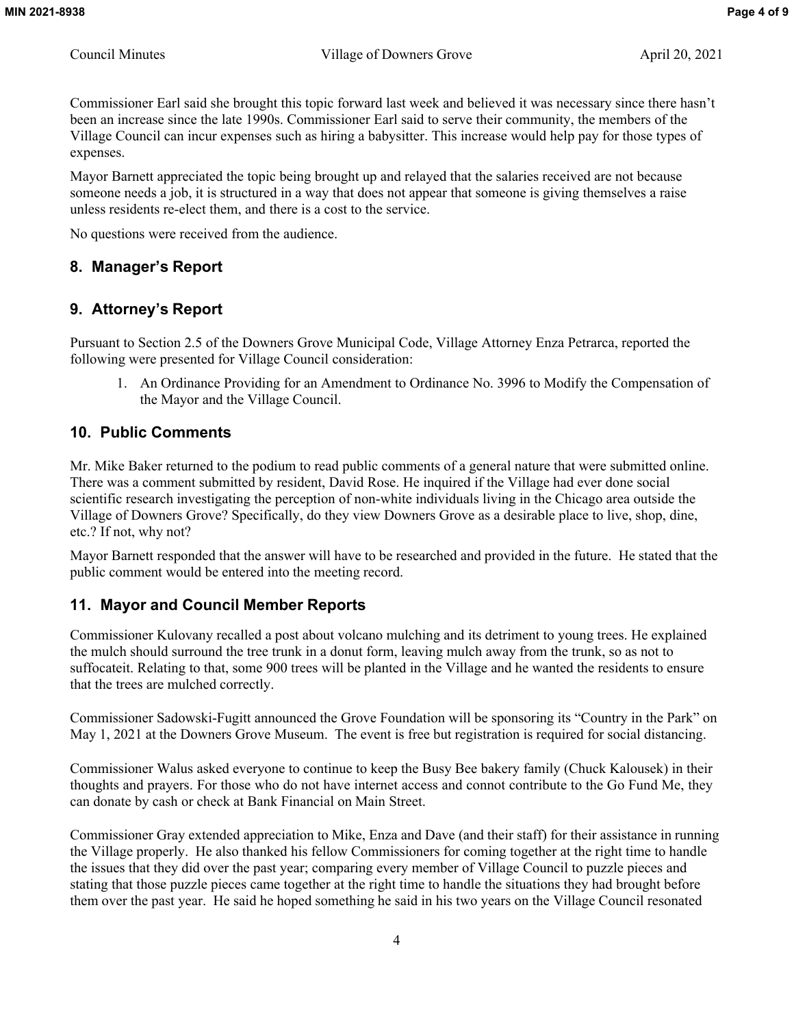Commissioner Earl said she brought this topic forward last week and believed it was necessary since there hasn't been an increase since the late 1990s. Commissioner Earl said to serve their community, the members of the Village Council can incur expenses such as hiring a babysitter. This increase would help pay for those types of expenses.

Mayor Barnett appreciated the topic being brought up and relayed that the salaries received are not because someone needs a job, it is structured in a way that does not appear that someone is giving themselves a raise unless residents re-elect them, and there is a cost to the service.

No questions were received from the audience.

## 8. Manager's Report

## 9. Attorney's Report

Pursuant to Section 2.5 of the Downers Grove Municipal Code, Village Attorney Enza Petrarca, reported the following were presented for Village Council consideration:

1. An Ordinance Providing for an Amendment to Ordinance No. 3996 to Modify the Compensation of the Mayor and the Village Council.

## 10. Public Comments

Mr. Mike Baker returned to the podium to read public comments of a general nature that were submitted online. There was a comment submitted by resident, David Rose. He inquired if the Village had ever done social scientific research investigating the perception of non-white individuals living in the Chicago area outside the Village of Downers Grove? Specifically, do they view Downers Grove as a desirable place to live, shop, dine, etc.? If not, why not?

Mayor Barnett responded that the answer will have to be researched and provided in the future. He stated that the public comment would be entered into the meeting record.

## 11. Mayor and Council Member Reports

Commissioner Kulovany recalled a post about volcano mulching and its detriment to young trees. He explained the mulch should surround the tree trunk in a donut form, leaving mulch away from the trunk, so as not to suffocateit. Relating to that, some 900 trees will be planted in the Village and he wanted the residents to ensure that the trees are mulched correctly.

Commissioner Sadowski-Fugitt announced the Grove Foundation will be sponsoring its "Country in the Park" on May 1, 2021 at the Downers Grove Museum. The event is free but registration is required for social distancing.

Commissioner Walus asked everyone to continue to keep the Busy Bee bakery family (Chuck Kalousek) in their thoughts and prayers. For those who do not have internet access and connot contribute to the Go Fund Me, they can donate by cash or check at Bank Financial on Main Street.

Commissioner Gray extended appreciation to Mike, Enza and Dave (and their staff) for their assistance in running the Village properly. He also thanked his fellow Commissioners for coming together at the right time to handle the issues that they did over the past year; comparing every member of Village Council to puzzle pieces and stating that those puzzle pieces came together at the right time to handle the situations they had brought before them over the past year. He said he hoped something he said in his two years on the Village Council resonated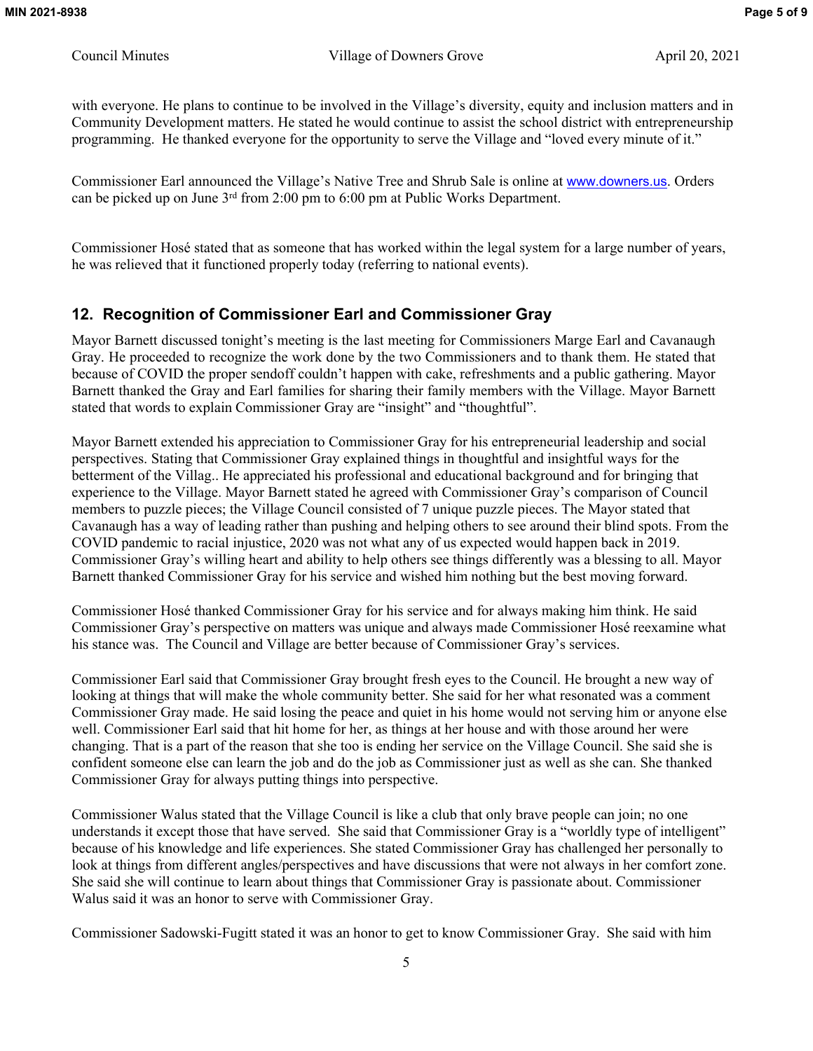with everyone. He plans to continue to be involved in the Village's diversity, equity and inclusion matters and in Community Development matters. He stated he would continue to assist the school district with entrepreneurship programming. He thanked everyone for the opportunity to serve the Village and "loved every minute of it."

Commissioner Earl announced the Village's Native Tree and Shrub Sale is online at www.downers.us. Orders can be picked up on June 3rd from 2:00 pm to 6:00 pm at Public Works Department.

Commissioner Hosé stated that as someone that has worked within the legal system for a large number of years, he was relieved that it functioned properly today (referring to national events).

## 12. Recognition of Commissioner Earl and Commissioner Gray

Mayor Barnett discussed tonight's meeting is the last meeting for Commissioners Marge Earl and Cavanaugh Gray. He proceeded to recognize the work done by the two Commissioners and to thank them. He stated that because of COVID the proper sendoff couldn't happen with cake, refreshments and a public gathering. Mayor Barnett thanked the Gray and Earl families for sharing their family members with the Village. Mayor Barnett stated that words to explain Commissioner Gray are "insight" and "thoughtful".

Mayor Barnett extended his appreciation to Commissioner Gray for his entrepreneurial leadership and social perspectives. Stating that Commissioner Gray explained things in thoughtful and insightful ways for the betterment of the Villag.. He appreciated his professional and educational background and for bringing that experience to the Village. Mayor Barnett stated he agreed with Commissioner Gray's comparison of Council members to puzzle pieces; the Village Council consisted of 7 unique puzzle pieces. The Mayor stated that Cavanaugh has a way of leading rather than pushing and helping others to see around their blind spots. From the COVID pandemic to racial injustice, 2020 was not what any of us expected would happen back in 2019. Commissioner Gray's willing heart and ability to help others see things differently was a blessing to all. Mayor Barnett thanked Commissioner Gray for his service and wished him nothing but the best moving forward.

Commissioner Hosé thanked Commissioner Gray for his service and for always making him think. He said Commissioner Gray's perspective on matters was unique and always made Commissioner Hosé reexamine what his stance was. The Council and Village are better because of Commissioner Gray's services.

Commissioner Earl said that Commissioner Gray brought fresh eyes to the Council. He brought a new way of looking at things that will make the whole community better. She said for her what resonated was a comment Commissioner Gray made. He said losing the peace and quiet in his home would not serving him or anyone else well. Commissioner Earl said that hit home for her, as things at her house and with those around her were changing. That is a part of the reason that she too is ending her service on the Village Council. She said she is confident someone else can learn the job and do the job as Commissioner just as well as she can. She thanked Commissioner Gray for always putting things into perspective.

Commissioner Walus stated that the Village Council is like a club that only brave people can join; no one understands it except those that have served. She said that Commissioner Gray is a "worldly type of intelligent" because of his knowledge and life experiences. She stated Commissioner Gray has challenged her personally to look at things from different angles/perspectives and have discussions that were not always in her comfort zone. She said she will continue to learn about things that Commissioner Gray is passionate about. Commissioner Walus said it was an honor to serve with Commissioner Gray.

Commissioner Sadowski-Fugitt stated it was an honor to get to know Commissioner Gray. She said with him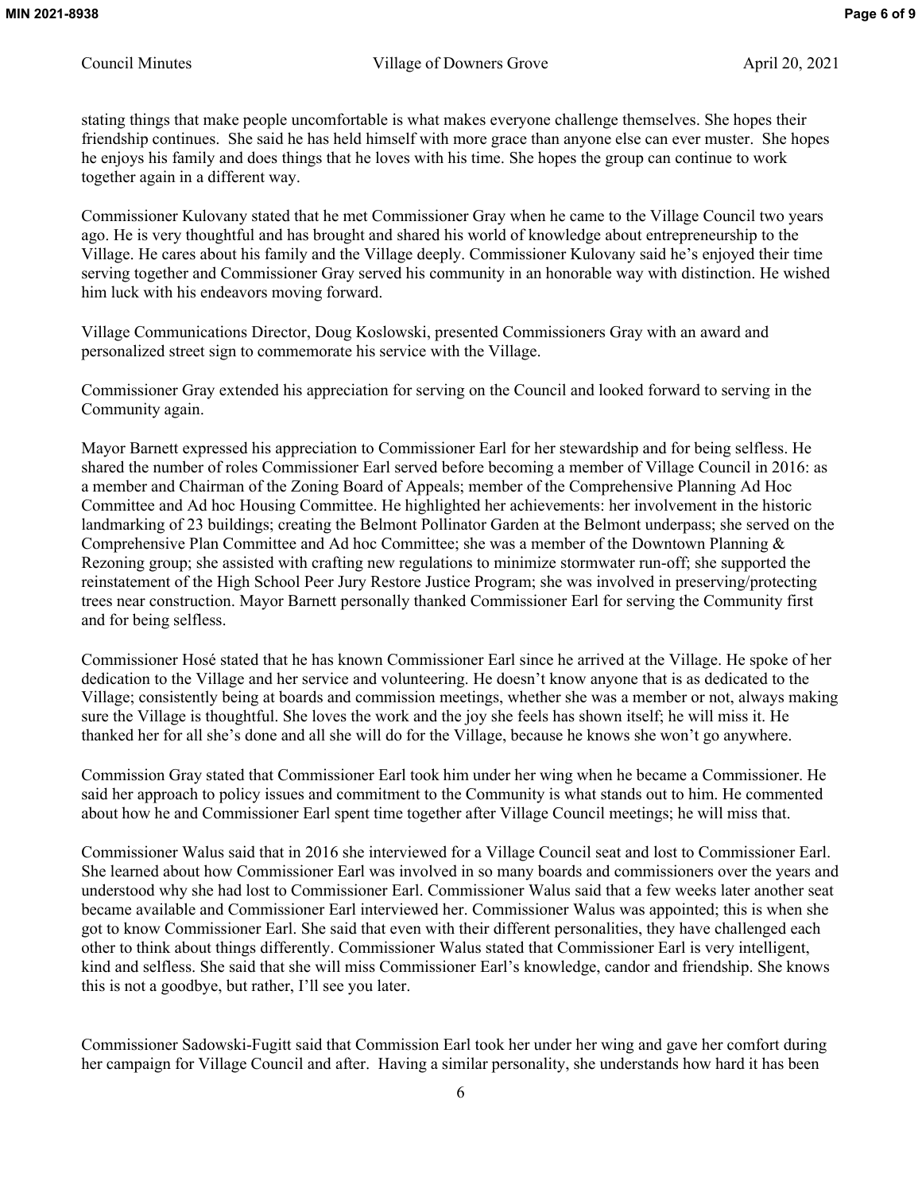stating things that make people uncomfortable is what makes everyone challenge themselves. She hopes their friendship continues. She said he has held himself with more grace than anyone else can ever muster. She hopes he enjoys his family and does things that he loves with his time. She hopes the group can continue to work together again in a different way.

Commissioner Kulovany stated that he met Commissioner Gray when he came to the Village Council two years ago. He is very thoughtful and has brought and shared his world of knowledge about entrepreneurship to the Village. He cares about his family and the Village deeply. Commissioner Kulovany said he's enjoyed their time serving together and Commissioner Gray served his community in an honorable way with distinction. He wished him luck with his endeavors moving forward.

Village Communications Director, Doug Koslowski, presented Commissioners Gray with an award and personalized street sign to commemorate his service with the Village.

Commissioner Gray extended his appreciation for serving on the Council and looked forward to serving in the Community again.

Mayor Barnett expressed his appreciation to Commissioner Earl for her stewardship and for being selfless. He shared the number of roles Commissioner Earl served before becoming a member of Village Council in 2016: as a member and Chairman of the Zoning Board of Appeals; member of the Comprehensive Planning Ad Hoc Committee and Ad hoc Housing Committee. He highlighted her achievements: her involvement in the historic landmarking of 23 buildings; creating the Belmont Pollinator Garden at the Belmont underpass; she served on the Comprehensive Plan Committee and Ad hoc Committee; she was a member of the Downtown Planning & Rezoning group; she assisted with crafting new regulations to minimize stormwater run-off; she supported the reinstatement of the High School Peer Jury Restore Justice Program; she was involved in preserving/protecting trees near construction. Mayor Barnett personally thanked Commissioner Earl for serving the Community first and for being selfless.

Commissioner Hosé stated that he has known Commissioner Earl since he arrived at the Village. He spoke of her dedication to the Village and her service and volunteering. He doesn't know anyone that is as dedicated to the Village; consistently being at boards and commission meetings, whether she was a member or not, always making sure the Village is thoughtful. She loves the work and the joy she feels has shown itself; he will miss it. He thanked her for all she's done and all she will do for the Village, because he knows she won't go anywhere.

Commission Gray stated that Commissioner Earl took him under her wing when he became a Commissioner. He said her approach to policy issues and commitment to the Community is what stands out to him. He commented about how he and Commissioner Earl spent time together after Village Council meetings; he will miss that.

Commissioner Walus said that in 2016 she interviewed for a Village Council seat and lost to Commissioner Earl. She learned about how Commissioner Earl was involved in so many boards and commissioners over the years and understood why she had lost to Commissioner Earl. Commissioner Walus said that a few weeks later another seat became available and Commissioner Earl interviewed her. Commissioner Walus was appointed; this is when she got to know Commissioner Earl. She said that even with their different personalities, they have challenged each other to think about things differently. Commissioner Walus stated that Commissioner Earl is very intelligent, kind and selfless. She said that she will miss Commissioner Earl's knowledge, candor and friendship. She knows this is not a goodbye, but rather, I'll see you later.

Commissioner Sadowski-Fugitt said that Commission Earl took her under her wing and gave her comfort during her campaign for Village Council and after. Having a similar personality, she understands how hard it has been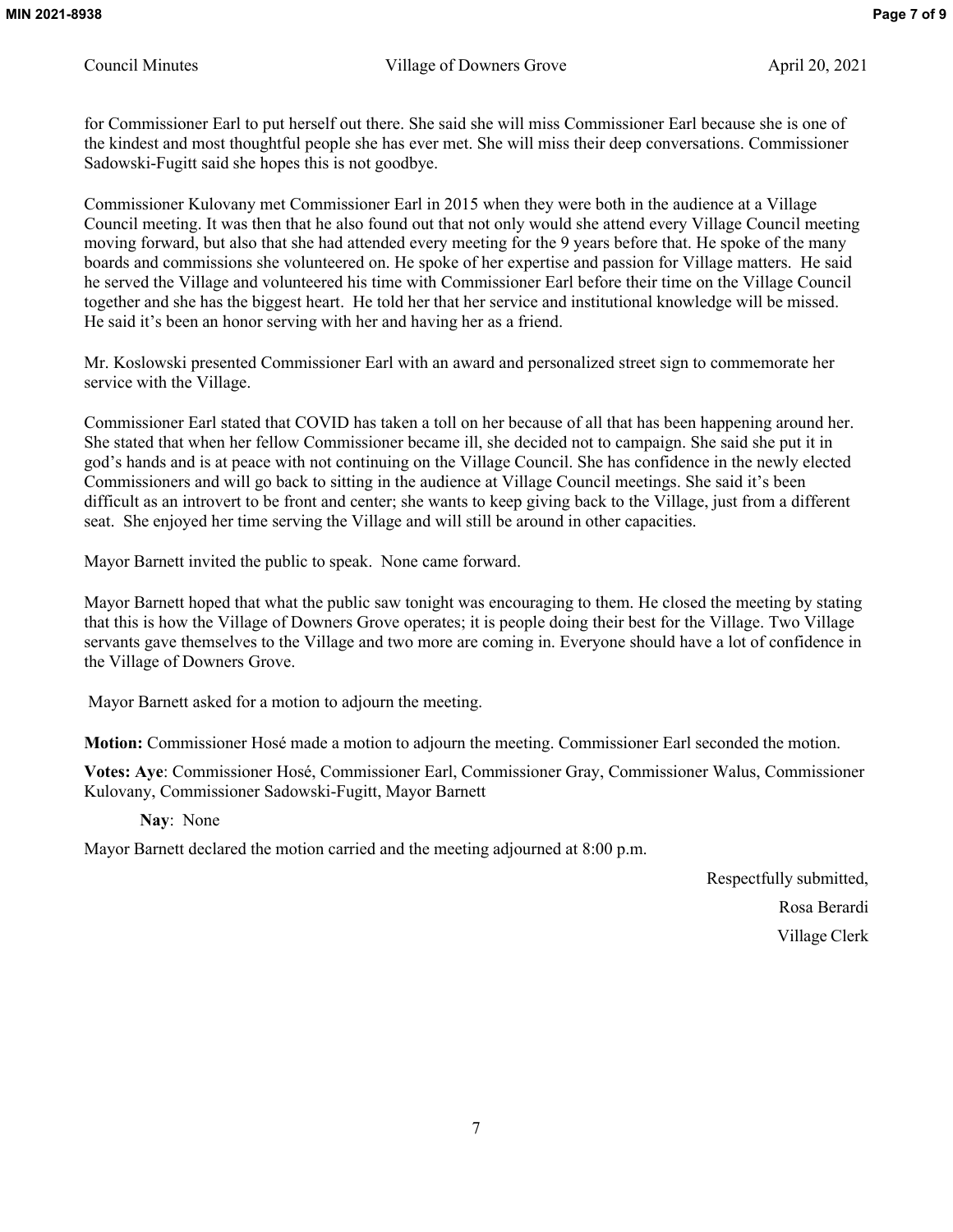for Commissioner Earl to put herself out there. She said she will miss Commissioner Earl because she is one of the kindest and most thoughtful people she has ever met. She will miss their deep conversations. Commissioner Sadowski-Fugitt said she hopes this is not goodbye.

Commissioner Kulovany met Commissioner Earl in 2015 when they were both in the audience at a Village Council meeting. It was then that he also found out that not only would she attend every Village Council meeting moving forward, but also that she had attended every meeting for the 9 years before that. He spoke of the many boards and commissions she volunteered on. He spoke of her expertise and passion for Village matters. He said he served the Village and volunteered his time with Commissioner Earl before their time on the Village Council together and she has the biggest heart. He told her that her service and institutional knowledge will be missed. He said it's been an honor serving with her and having her as a friend.

Mr. Koslowski presented Commissioner Earl with an award and personalized street sign to commemorate her service with the Village.

Commissioner Earl stated that COVID has taken a toll on her because of all that has been happening around her. She stated that when her fellow Commissioner became ill, she decided not to campaign. She said she put it in god's hands and is at peace with not continuing on the Village Council. She has confidence in the newly elected Commissioners and will go back to sitting in the audience at Village Council meetings. She said it's been difficult as an introvert to be front and center; she wants to keep giving back to the Village, just from a different seat. She enjoyed her time serving the Village and will still be around in other capacities.

Mayor Barnett invited the public to speak. None came forward.

Mayor Barnett hoped that what the public saw tonight was encouraging to them. He closed the meeting by stating that this is how the Village of Downers Grove operates; it is people doing their best for the Village. Two Village servants gave themselves to the Village and two more are coming in. Everyone should have a lot of confidence in the Village of Downers Grove.

Mayor Barnett asked for a motion to adjourn the meeting.

**Motion:** Commissioner Hosé made a motion to adjourn the meeting. Commissioner Earl seconded the motion.

**Votes: Aye**: Commissioner Hosé, Commissioner Earl, Commissioner Gray, Commissioner Walus, Commissioner Kulovany, Commissioner Sadowski-Fugitt, Mayor Barnett

**Nay**: None

Mayor Barnett declared the motion carried and the meeting adjourned at 8:00 p.m.

Respectfully submitted,

Rosa Berardi

Village Clerk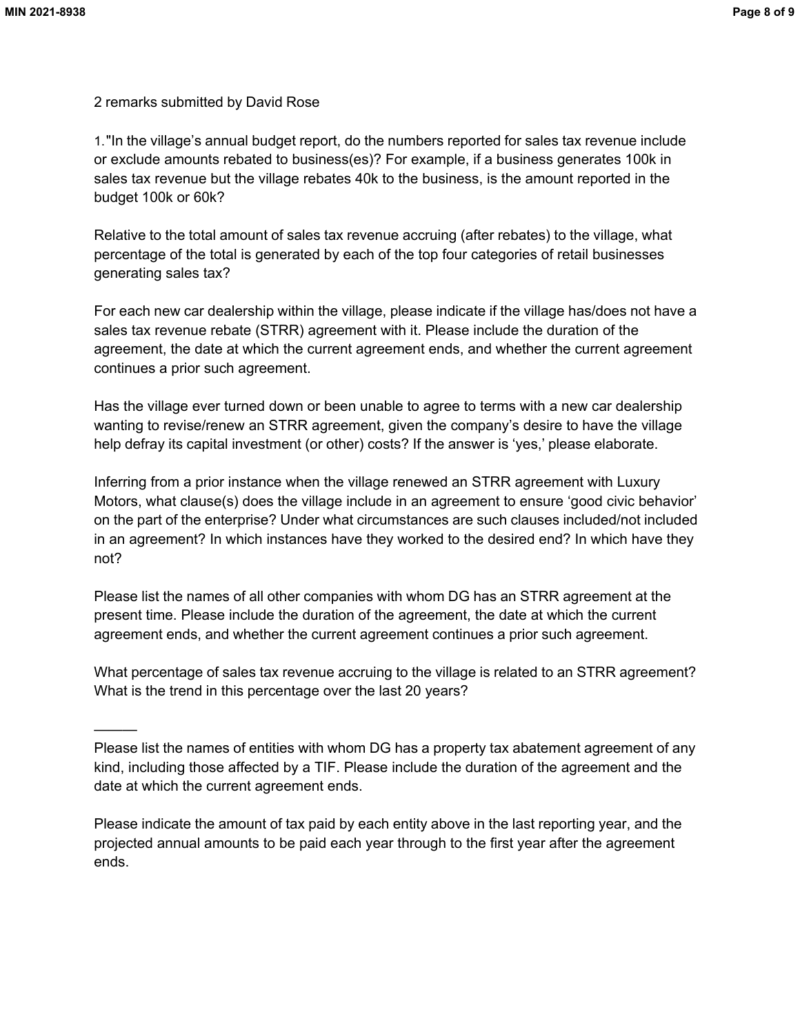2 remarks submitted by David Rose

1."In the village's annual budget report, do the numbers reported for sales tax revenue include or exclude amounts rebated to business(es)? For example, if a business generates 100k in sales tax revenue but the village rebates 40k to the business, is the amount reported in the budget 100k or 60k?

Relative to the total amount of sales tax revenue accruing (after rebates) to the village, what percentage of the total is generated by each of the top four categories of retail businesses generating sales tax?

For each new car dealership within the village, please indicate if the village has/does not have a sales tax revenue rebate (STRR) agreement with it. Please include the duration of the agreement, the date at which the current agreement ends, and whether the current agreement continues a prior such agreement.

Has the village ever turned down or been unable to agree to terms with a new car dealership wanting to revise/renew an STRR agreement, given the company's desire to have the village help defray its capital investment (or other) costs? If the answer is 'yes,' please elaborate.

Inferring from a prior instance when the village renewed an STRR agreement with Luxury Motors, what clause(s) does the village include in an agreement to ensure 'good civic behavior' on the part of the enterprise? Under what circumstances are such clauses included/not included in an agreement? In which instances have they worked to the desired end? In which have they not?

Please list the names of all other companies with whom DG has an STRR agreement at the present time. Please include the duration of the agreement, the date at which the current agreement ends, and whether the current agreement continues a prior such agreement.

What percentage of sales tax revenue accruing to the village is related to an STRR agreement? What is the trend in this percentage over the last 20 years?

______

Please list the names of entities with whom DG has a property tax abatement agreement of any kind, including those affected by a TIF. Please include the duration of the agreement and the date at which the current agreement ends.

Please indicate the amount of tax paid by each entity above in the last reporting year, and the projected annual amounts to be paid each year through to the first year after the agreement ends.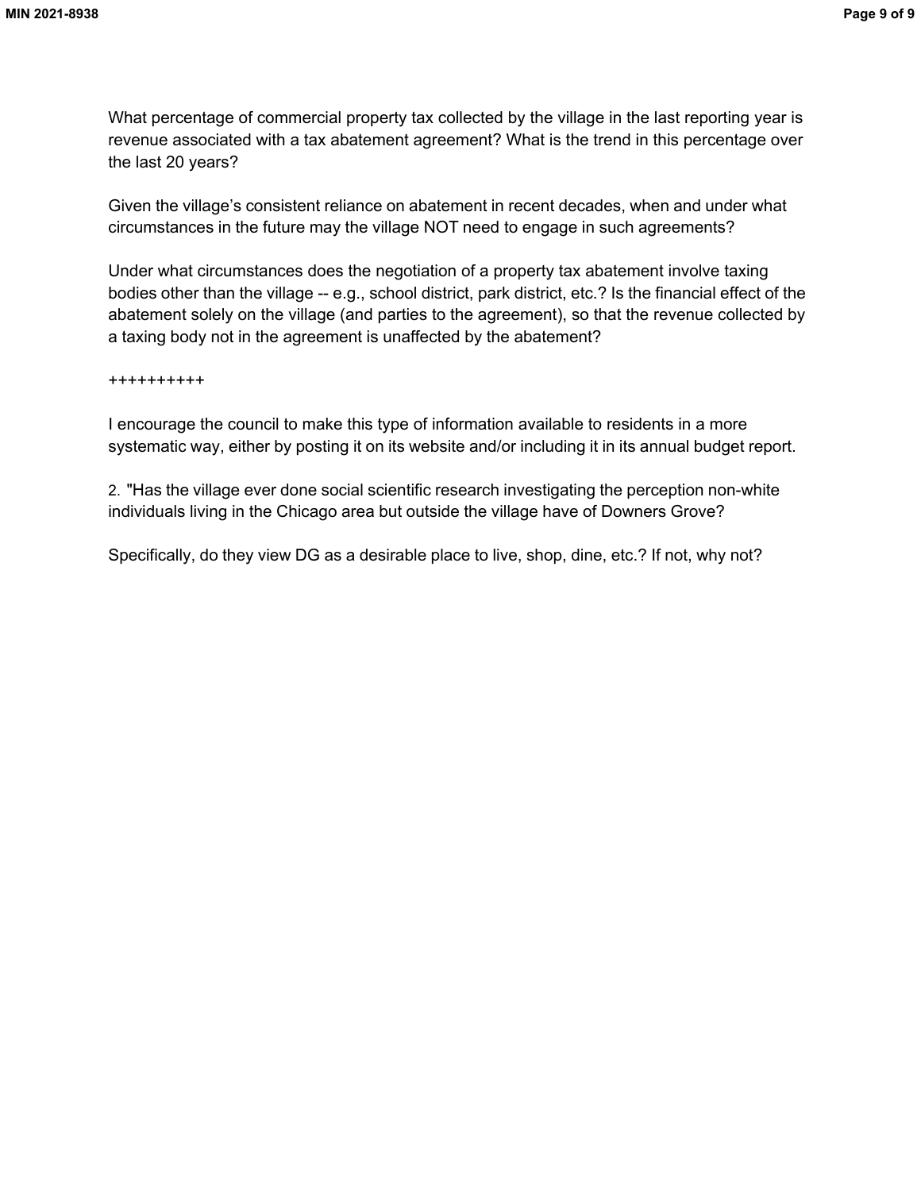What percentage of commercial property tax collected by the village in the last reporting year is revenue associated with a tax abatement agreement? What is the trend in this percentage over the last 20 years?

Given the village's consistent reliance on abatement in recent decades, when and under what circumstances in the future may the village NOT need to engage in such agreements?

Under what circumstances does the negotiation of a property tax abatement involve taxing bodies other than the village -- e.g., school district, park district, etc.? Is the financial effect of the abatement solely on the village (and parties to the agreement), so that the revenue collected by a taxing body not in the agreement is unaffected by the abatement?

++++++++++

I encourage the council to make this type of information available to residents in a more systematic way, either by posting it on its website and/or including it in its annual budget report.

2. "Has the village ever done social scientific research investigating the perception non-white individuals living in the Chicago area but outside the village have of Downers Grove?

Specifically, do they view DG as a desirable place to live, shop, dine, etc.? If not, why not?